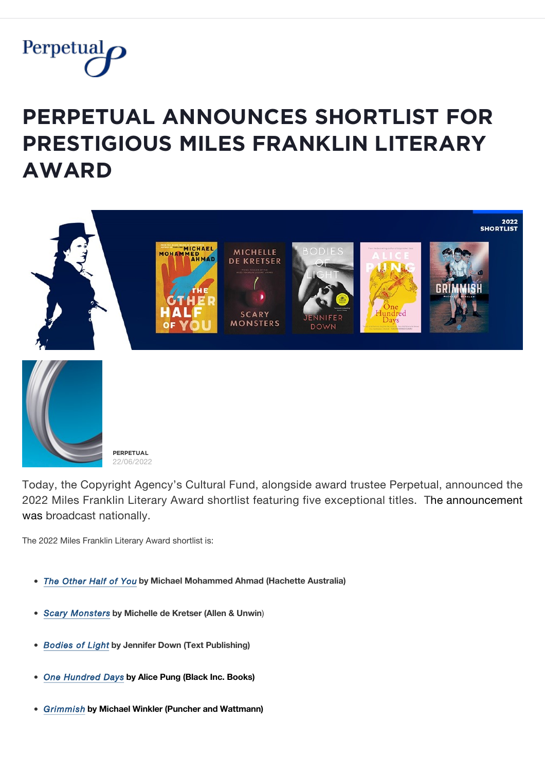Perpetual

# PERPETUAL ANNOUNCES SHORTLIST FOR PRESTIGIOUS MILES FRANKLIN LITERARY AWARD

**PERPETUAL**
22/06/2022

Today, the Copyright Agency's Cultural Fund, alongside award trustee Perpetual, announced the 2022 Miles Franklin Literary Award shortlist featuring five exceptional titles. The announcement was broadcast nationally.

The 2022 Miles Franklin Literary Award shortlist is:

- *The Other Half of You* **by Michael Mohammed Ahmad (Hachette Australia)**
- *Scary Monsters* **by Michelle de Kretser (Allen & Unwin)**
- *Bodies of Light* **by Jennifer Down (Text Publishing)**
- *One Hundred Days* **by Alice Pung (Black Inc. Books)**
- *Grimmish* **by Michael Winkler (Puncher and Wattmann)**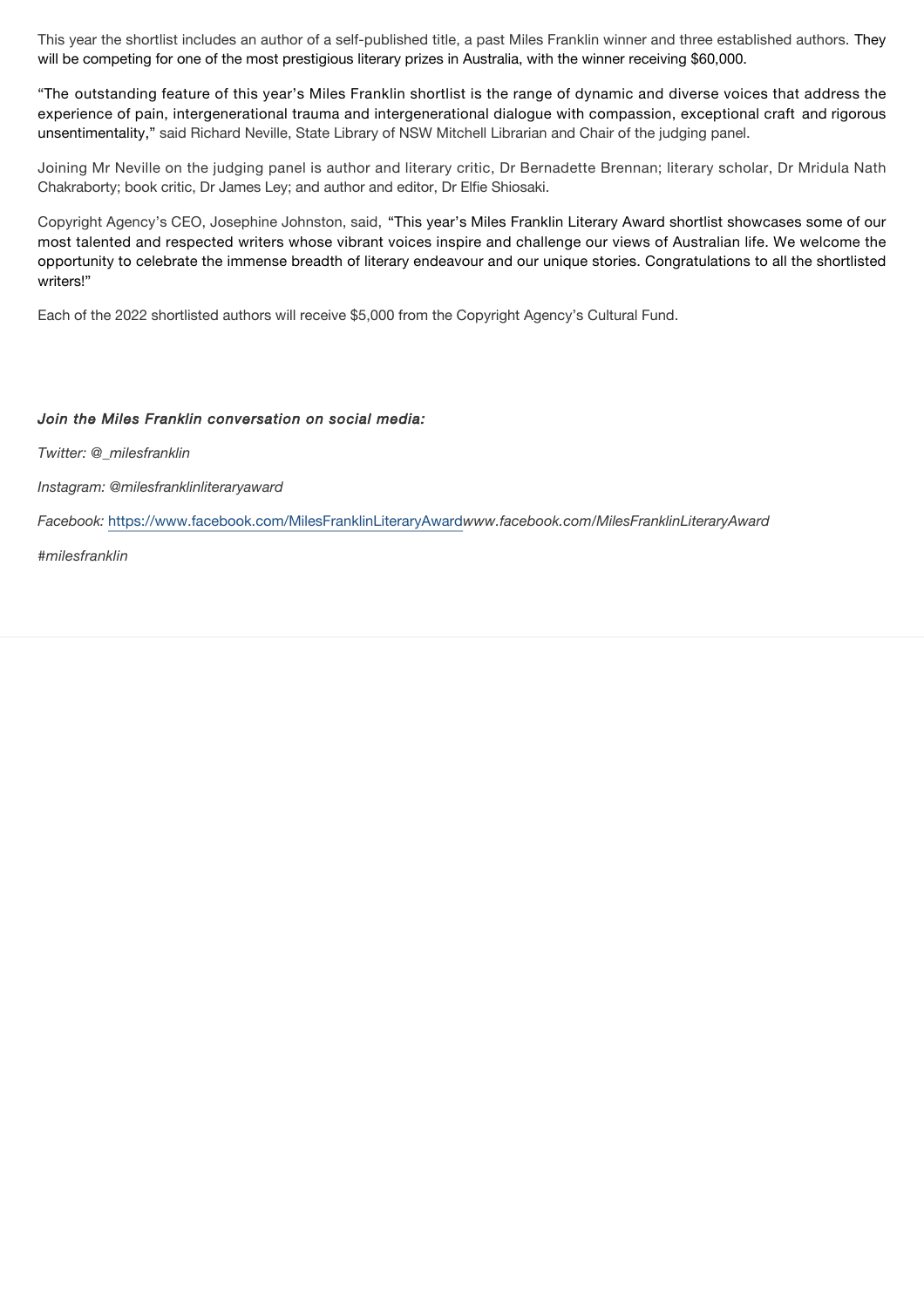This year the shortlist includes an author of a self-published title, a past Miles Franklin winner and three established authors. They will be competing for one of the most prestigious literary prizes in Australia, with the winner receiving $60,000.

"The outstanding feature of this year's Miles Franklin shortlist is the range of dynamic and diverse voices that address the experience of pain, intergenerational trauma and intergenerational dialogue with compassion, exceptional craft and rigorous unsentimentality," said Richard Neville, State Library of NSW Mitchell Librarian and Chair of the judging panel.

Joining Mr Neville on the judging panel is author and literary critic, Dr Bernadette Brennan; literary scholar, Dr Mridula Nath Chakraborty; book critic, Dr James Ley; and author and editor, Dr Elfie Shiosaki.

Copyright Agency's CEO, Josephine Johnston, said, "This year's Miles Franklin Literary Award shortlist showcases some of our most talented and respected writers whose vibrant voices inspire and challenge our views of Australian life. We welcome the opportunity to celebrate the immense breadth of literary endeavour and our unique stories. Congratulations to all the shortlisted writers!"

Each of the 2022 shortlisted authors will receive $5,000 from the Copyright Agency's Cultural Fund.

***Join the Miles Franklin conversation on social media:***

*Twitter: @_milesfranklin*

*Instagram: @milesfranklinliteraryaward*

*Facebook:* https://www.facebook.com/MilesFranklinLiteraryAward*www.facebook.com/MilesFranklinLiteraryAward*

*#milesfranklin*